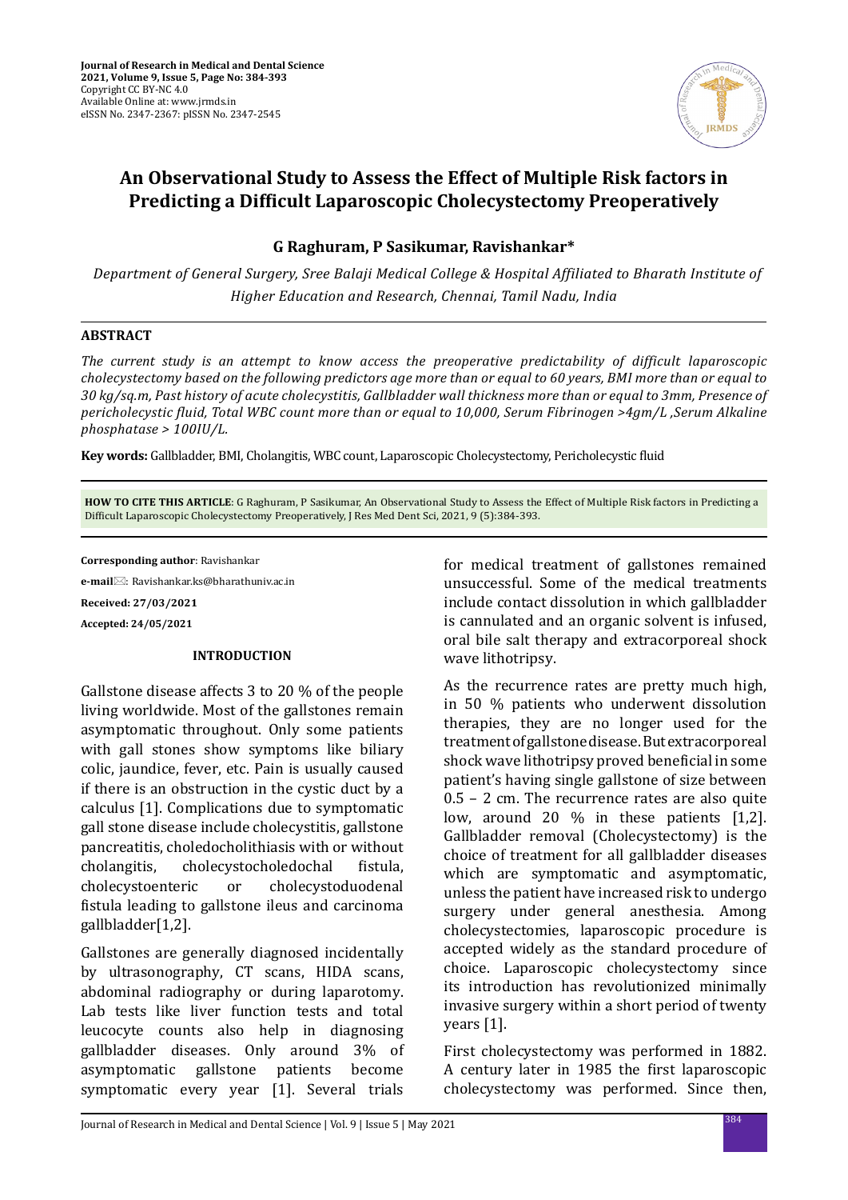Journal of Research in Medical and Dental Science
2021, Volume 9, Issue 5, Page No: 384-393
Copyright CC BY-NC 4.0
Available Online at: www.jrmds.in
eISSN No. 2347-2367: pISSN No. 2347-2545

# An Observational Study to Assess the Effect of Multiple Risk factors in Predicting a Difficult Laparoscopic Cholecystectomy Preoperatively

**G Raghuram, P Sasikumar, Ravishankar***

*Department of General Surgery, Sree Balaji Medical College & Hospital Affiliated to Bharath Institute of Higher Education and Research, Chennai, Tamil Nadu, India*

## ABSTRACT

*The current study is an attempt to know access the preoperative predictability of difficult laparoscopic cholecystectomy based on the following predictors age more than or equal to 60 years, BMI more than or equal to 30 kg/sq.m, Past history of acute cholecystitis, Gallbladder wall thickness more than or equal to 3mm, Presence of pericholecystic fluid, Total WBC count more than or equal to 10,000, Serum Fibrinogen >4gm/L ,Serum Alkaline phosphatase > 100IU/L.*

**Key words:** Gallbladder, BMI, Cholangitis, WBC count, Laparoscopic Cholecystectomy, Pericholecystic fluid

**HOW TO CITE THIS ARTICLE**: G Raghuram, P Sasikumar, An Observational Study to Assess the Effect of Multiple Risk factors in Predicting a Difficult Laparoscopic Cholecystectomy Preoperatively, J Res Med Dent Sci, 2021, 9 (5):384-393.

**Corresponding author**: Ravishankar

**e-mail**: Ravishankar.ks@bharathuniv.ac.in

**Received: 27/03/2021**

**Accepted: 24/05/2021**

## INTRODUCTION

Gallstone disease affects 3 to 20 % of the people living worldwide. Most of the gallstones remain asymptomatic throughout. Only some patients with gall stones show symptoms like biliary colic, jaundice, fever, etc. Pain is usually caused if there is an obstruction in the cystic duct by a calculus [1]. Complications due to symptomatic gall stone disease include cholecystitis, gallstone pancreatitis, choledocholithiasis with or without cholangitis, cholecystocholedochal fistula, cholecystoenteric or cholecystoduodenal fistula leading to gallstone ileus and carcinoma gallbladder[1,2].

Gallstones are generally diagnosed incidentally by ultrasonography, CT scans, HIDA scans, abdominal radiography or during laparotomy. Lab tests like liver function tests and total leucocyte counts also help in diagnosing gallbladder diseases. Only around 3% of asymptomatic gallstone patients become symptomatic every year [1]. Several trials for medical treatment of gallstones remained unsuccessful. Some of the medical treatments include contact dissolution in which gallbladder is cannulated and an organic solvent is infused, oral bile salt therapy and extracorporeal shock wave lithotripsy.

As the recurrence rates are pretty much high, in 50 % patients who underwent dissolution therapies, they are no longer used for the treatment of gallstone disease. But extracorporeal shock wave lithotripsy proved beneficial in some patient's having single gallstone of size between 0.5 – 2 cm. The recurrence rates are also quite low, around 20 % in these patients [1,2]. Gallbladder removal (Cholecystectomy) is the choice of treatment for all gallbladder diseases which are symptomatic and asymptomatic, unless the patient have increased risk to undergo surgery under general anesthesia. Among cholecystectomies, laparoscopic procedure is accepted widely as the standard procedure of choice. Laparoscopic cholecystectomy since its introduction has revolutionized minimally invasive surgery within a short period of twenty years [1].

First cholecystectomy was performed in 1882. A century later in 1985 the first laparoscopic cholecystectomy was performed. Since then,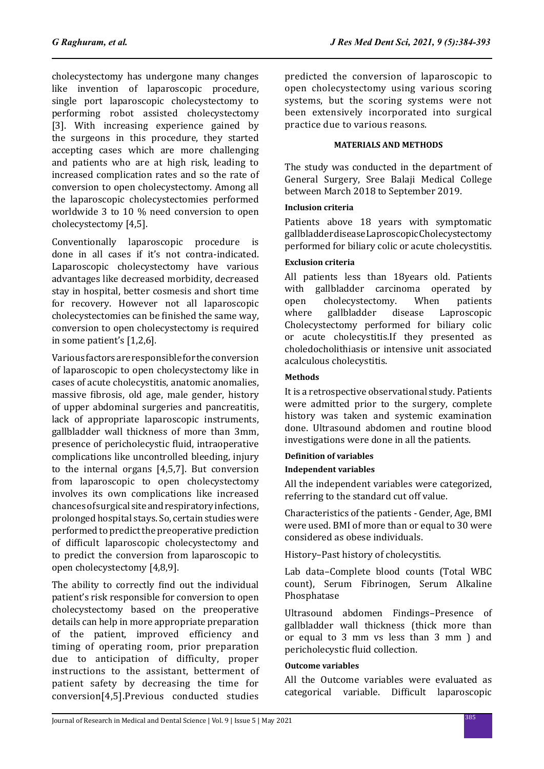cholecystectomy has undergone many changes like invention of laparoscopic procedure, single port laparoscopic cholecystectomy to performing robot assisted cholecystectomy [3]. With increasing experience gained by the surgeons in this procedure, they started accepting cases which are more challenging and patients who are at high risk, leading to increased complication rates and so the rate of conversion to open cholecystectomy. Among all the laparoscopic cholecystectomies performed worldwide 3 to 10 % need conversion to open cholecystectomy [4,5].

Conventionally laparoscopic procedure is done in all cases if it's not contra-indicated. Laparoscopic cholecystectomy have various advantages like decreased morbidity, decreased stay in hospital, better cosmesis and short time for recovery. However not all laparoscopic cholecystectomies can be finished the same way, conversion to open cholecystectomy is required in some patient's [1,2,6].

Various factors are responsible for the conversion of laparoscopic to open cholecystectomy like in cases of acute cholecystitis, anatomic anomalies, massive fibrosis, old age, male gender, history of upper abdominal surgeries and pancreatitis, lack of appropriate laparoscopic instruments, gallbladder wall thickness of more than 3mm, presence of pericholecystic fluid, intraoperative complications like uncontrolled bleeding, injury to the internal organs [4,5,7]. But conversion from laparoscopic to open cholecystectomy involves its own complications like increased chances of surgical site and respiratory infections, prolonged hospital stays. So, certain studies were performed to predict the preoperative prediction of difficult laparoscopic cholecystectomy and to predict the conversion from laparoscopic to open cholecystectomy [4,8,9].

The ability to correctly find out the individual patient's risk responsible for conversion to open cholecystectomy based on the preoperative details can help in more appropriate preparation of the patient, improved efficiency and timing of operating room, prior preparation due to anticipation of difficulty, proper instructions to the assistant, betterment of patient safety by decreasing the time for conversion[4,5].Previous conducted studies predicted the conversion of laparoscopic to open cholecystectomy using various scoring systems, but the scoring systems were not been extensively incorporated into surgical practice due to various reasons.

## MATERIALS AND METHODS

The study was conducted in the department of General Surgery, Sree Balaji Medical College between March 2018 to September 2019.

### Inclusion criteria

Patients above 18 years with symptomatic gallbladder disease Laproscopic Cholecystectomy performed for biliary colic or acute cholecystitis.

### Exclusion criteria

All patients less than 18years old. Patients with gallbladder carcinoma operated by open cholecystectomy. When patients where gallbladder disease Laproscopic Cholecystectomy performed for biliary colic or acute cholecystitis.If they presented as choledocholithiasis or intensive unit associated acalculous cholecystitis.

### Methods

It is a retrospective observational study. Patients were admitted prior to the surgery, complete history was taken and systemic examination done. Ultrasound abdomen and routine blood investigations were done in all the patients.

### Definition of variables

### Independent variables

All the independent variables were categorized, referring to the standard cut off value.

Characteristics of the patients - Gender, Age, BMI were used. BMI of more than or equal to 30 were considered as obese individuals.

History–Past history of cholecystitis.

Lab data–Complete blood counts (Total WBC count), Serum Fibrinogen, Serum Alkaline Phosphatase

Ultrasound abdomen Findings–Presence of gallbladder wall thickness (thick more than or equal to 3 mm vs less than 3 mm ) and pericholecystic fluid collection.

### Outcome variables

All the Outcome variables were evaluated as categorical variable. Difficult laparoscopic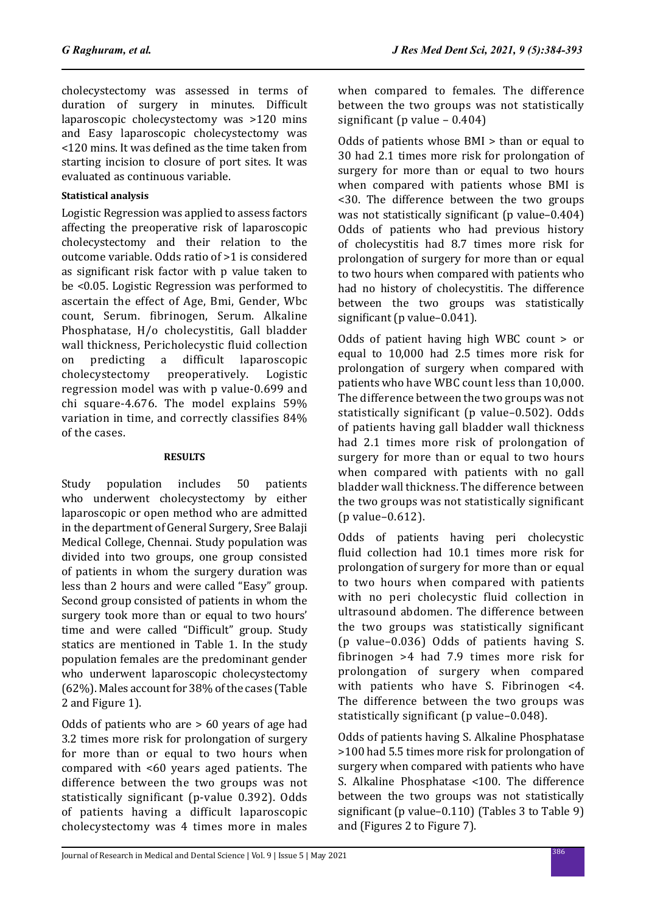cholecystectomy was assessed in terms of duration of surgery in minutes. Difficult laparoscopic cholecystectomy was >120 mins and Easy laparoscopic cholecystectomy was <120 mins. It was defined as the time taken from starting incision to closure of port sites. It was evaluated as continuous variable.

#### Statistical analysis

Logistic Regression was applied to assess factors affecting the preoperative risk of laparoscopic cholecystectomy and their relation to the outcome variable. Odds ratio of >1 is considered as significant risk factor with p value taken to be <0.05. Logistic Regression was performed to ascertain the effect of Age, Bmi, Gender, Wbc count, Serum. fibrinogen, Serum. Alkaline Phosphatase, H/o cholecystitis, Gall bladder wall thickness, Pericholecystic fluid collection on predicting a difficult laparoscopic cholecystectomy preoperatively. Logistic regression model was with p value-0.699 and chi square-4.676. The model explains 59% variation in time, and correctly classifies 84% of the cases.

## RESULTS

Study population includes 50 patients who underwent cholecystectomy by either laparoscopic or open method who are admitted in the department of General Surgery, Sree Balaji Medical College, Chennai. Study population was divided into two groups, one group consisted of patients in whom the surgery duration was less than 2 hours and were called "Easy" group. Second group consisted of patients in whom the surgery took more than or equal to two hours' time and were called "Difficult" group. Study statics are mentioned in Table 1. In the study population females are the predominant gender who underwent laparoscopic cholecystectomy (62%). Males account for 38% of the cases (Table 2 and Figure 1).

Odds of patients who are > 60 years of age had 3.2 times more risk for prolongation of surgery for more than or equal to two hours when compared with <60 years aged patients. The difference between the two groups was not statistically significant (p-value 0.392). Odds of patients having a difficult laparoscopic cholecystectomy was 4 times more in males when compared to females. The difference between the two groups was not statistically significant (p value – 0.404)

Odds of patients whose BMI > than or equal to 30 had 2.1 times more risk for prolongation of surgery for more than or equal to two hours when compared with patients whose BMI is <30. The difference between the two groups was not statistically significant (p value–0.404) Odds of patients who had previous history of cholecystitis had 8.7 times more risk for prolongation of surgery for more than or equal to two hours when compared with patients who had no history of cholecystitis. The difference between the two groups was statistically significant (p value–0.041).

Odds of patient having high WBC count > or equal to 10,000 had 2.5 times more risk for prolongation of surgery when compared with patients who have WBC count less than 10,000. The difference between the two groups was not statistically significant (p value–0.502). Odds of patients having gall bladder wall thickness had 2.1 times more risk of prolongation of surgery for more than or equal to two hours when compared with patients with no gall bladder wall thickness. The difference between the two groups was not statistically significant (p value–0.612).

Odds of patients having peri cholecystic fluid collection had 10.1 times more risk for prolongation of surgery for more than or equal to two hours when compared with patients with no peri cholecystic fluid collection in ultrasound abdomen. The difference between the two groups was statistically significant (p value–0.036) Odds of patients having S. fibrinogen >4 had 7.9 times more risk for prolongation of surgery when compared with patients who have S. Fibrinogen <4. The difference between the two groups was statistically significant (p value–0.048).

Odds of patients having S. Alkaline Phosphatase >100 had 5.5 times more risk for prolongation of surgery when compared with patients who have S. Alkaline Phosphatase <100. The difference between the two groups was not statistically significant (p value–0.110) (Tables 3 to Table 9) and (Figures 2 to Figure 7).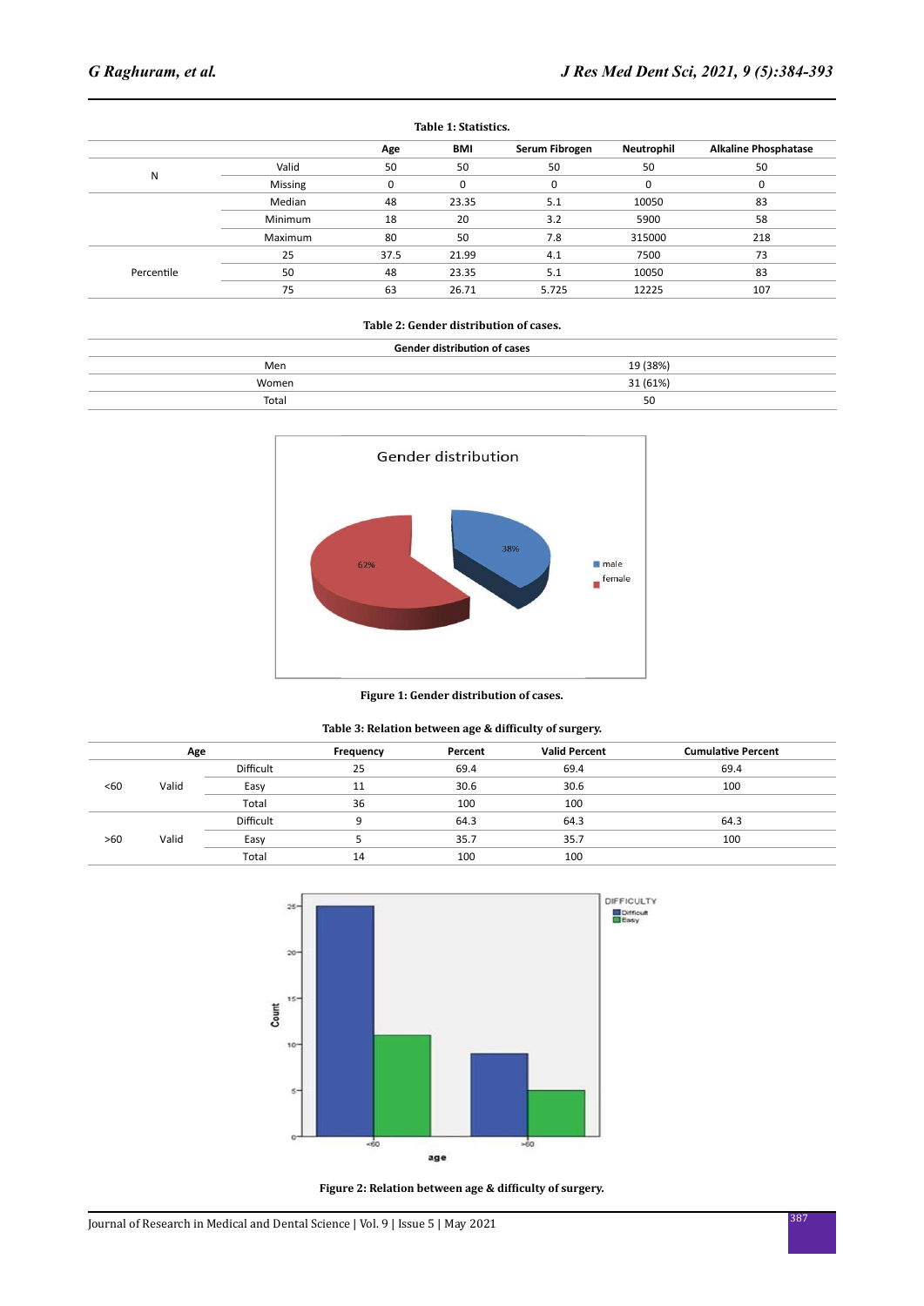**Table 1: Statistics.**

| | | Age | BMI | Serum Fibrogen | Neutrophil | Alkaline Phosphatase |
|---|---|---|---|---|---|---|
| N | Valid | 50 | 50 | 50 | 50 | 50 |
| | Missing | 0 | 0 | 0 | 0 | 0 |
| | Median | 48 | 23.35 | 5.1 | 10050 | 83 |
| | Minimum | 18 | 20 | 3.2 | 5900 | 58 |
| | Maximum | 80 | 50 | 7.8 | 315000 | 218 |
| Percentile | 25 | 37.5 | 21.99 | 4.1 | 7500 | 73 |
| | 50 | 48 | 23.35 | 5.1 | 10050 | 83 |
| | 75 | 63 | 26.71 | 5.725 | 12225 | 107 |

**Table 2: Gender distribution of cases.**

| Gender distribution of cases | |
|---|---|
| Men | 19 (38%) |
| Women | 31 (61%) |
| Total | 50 |

**Figure 1: Gender distribution of cases.**

**Table 3: Relation between age & difficulty of surgery.**

| Age | | | Frequency | Percent | Valid Percent | Cumulative Percent |
|---|---|---|---|---|---|---|
| <60 | Valid | Difficult | 25 | 69.4 | 69.4 | 69.4 |
| | | Easy | 11 | 30.6 | 30.6 | 100 |
| | | Total | 36 | 100 | 100 | |
| >60 | Valid | Difficult | 9 | 64.3 | 64.3 | 64.3 |
| | | Easy | 5 | 35.7 | 35.7 | 100 |
| | | Total | 14 | 100 | 100 | |

**Figure 2: Relation between age & difficulty of surgery.**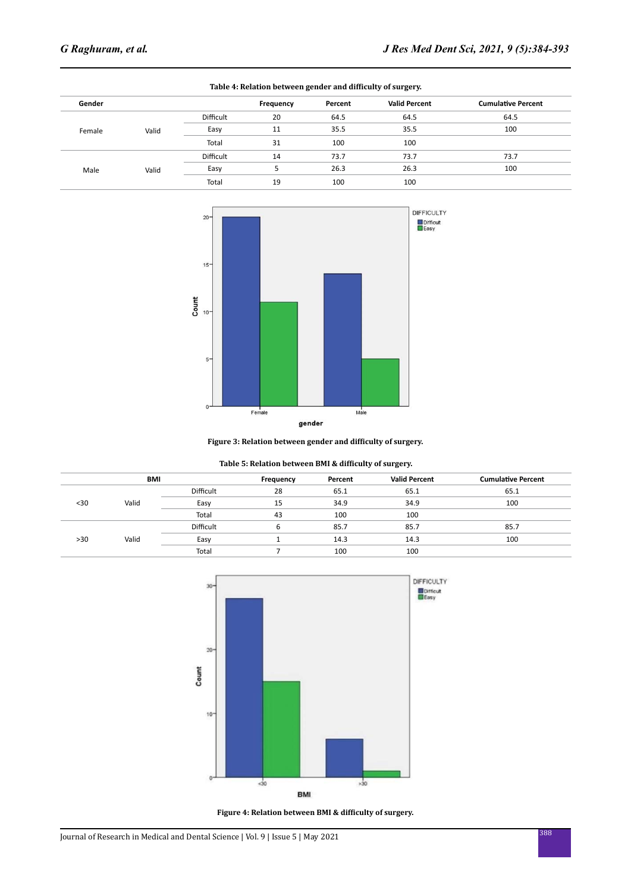**Table 4: Relation between gender and difficulty of surgery.**

| Gender | | | Frequency | Percent | Valid Percent | Cumulative Percent |
|---|---|---|---|---|---|---|
| Female | Valid | Difficult | 20 | 64.5 | 64.5 | 64.5 |
| | | Easy | 11 | 35.5 | 35.5 | 100 |
| | | Total | 31 | 100 | 100 | |
| Male | Valid | Difficult | 14 | 73.7 | 73.7 | 73.7 |
| | | Easy | 5 | 26.3 | 26.3 | 100 |
| | | Total | 19 | 100 | 100 | |

**Figure 3: Relation between gender and difficulty of surgery.**

**Table 5: Relation between BMI & difficulty of surgery.**

| BMI | | | Frequency | Percent | Valid Percent | Cumulative Percent |
|---|---|---|---|---|---|---|
| <30 | Valid | Difficult | 28 | 65.1 | 65.1 | 65.1 |
| | | Easy | 15 | 34.9 | 34.9 | 100 |
| | | Total | 43 | 100 | 100 | |
| >30 | Valid | Difficult | 6 | 85.7 | 85.7 | 85.7 |
| | | Easy | 1 | 14.3 | 14.3 | 100 |
| | | Total | 7 | 100 | 100 | |

**Figure 4: Relation between BMI & difficulty of surgery.**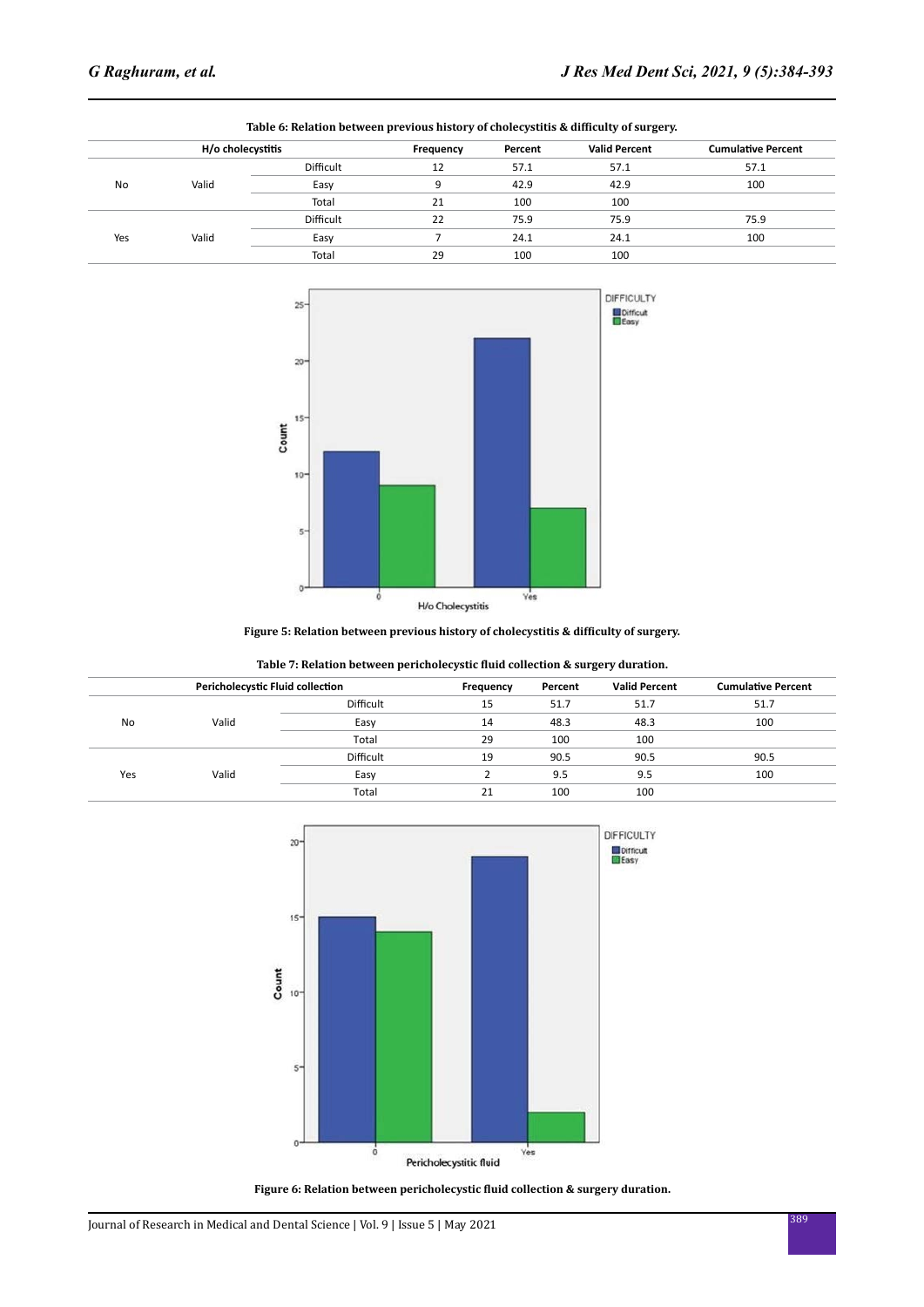**Table 6: Relation between previous history of cholecystitis & difficulty of surgery.**

| H/o cholecystitis | | | Frequency | Percent | Valid Percent | Cumulative Percent |
|---|---|---|---|---|---|---|
| No | Valid | Difficult | 12 | 57.1 | 57.1 | 57.1 |
| | | Easy | 9 | 42.9 | 42.9 | 100 |
| | | Total | 21 | 100 | 100 | |
| Yes | Valid | Difficult | 22 | 75.9 | 75.9 | 75.9 |
| | | Easy | 7 | 24.1 | 24.1 | 100 |
| | | Total | 29 | 100 | 100 | |

**Figure 5: Relation between previous history of cholecystitis & difficulty of surgery.**

**Table 7: Relation between pericholecystic fluid collection & surgery duration.**

| Pericholecystic Fluid collection | | | Frequency | Percent | Valid Percent | Cumulative Percent |
|---|---|---|---|---|---|---|
| No | Valid | Difficult | 15 | 51.7 | 51.7 | 51.7 |
| | | Easy | 14 | 48.3 | 48.3 | 100 |
| | | Total | 29 | 100 | 100 | |
| Yes | Valid | Difficult | 19 | 90.5 | 90.5 | 90.5 |
| | | Easy | 2 | 9.5 | 9.5 | 100 |
| | | Total | 21 | 100 | 100 | |

**Figure 6: Relation between pericholecystic fluid collection & surgery duration.**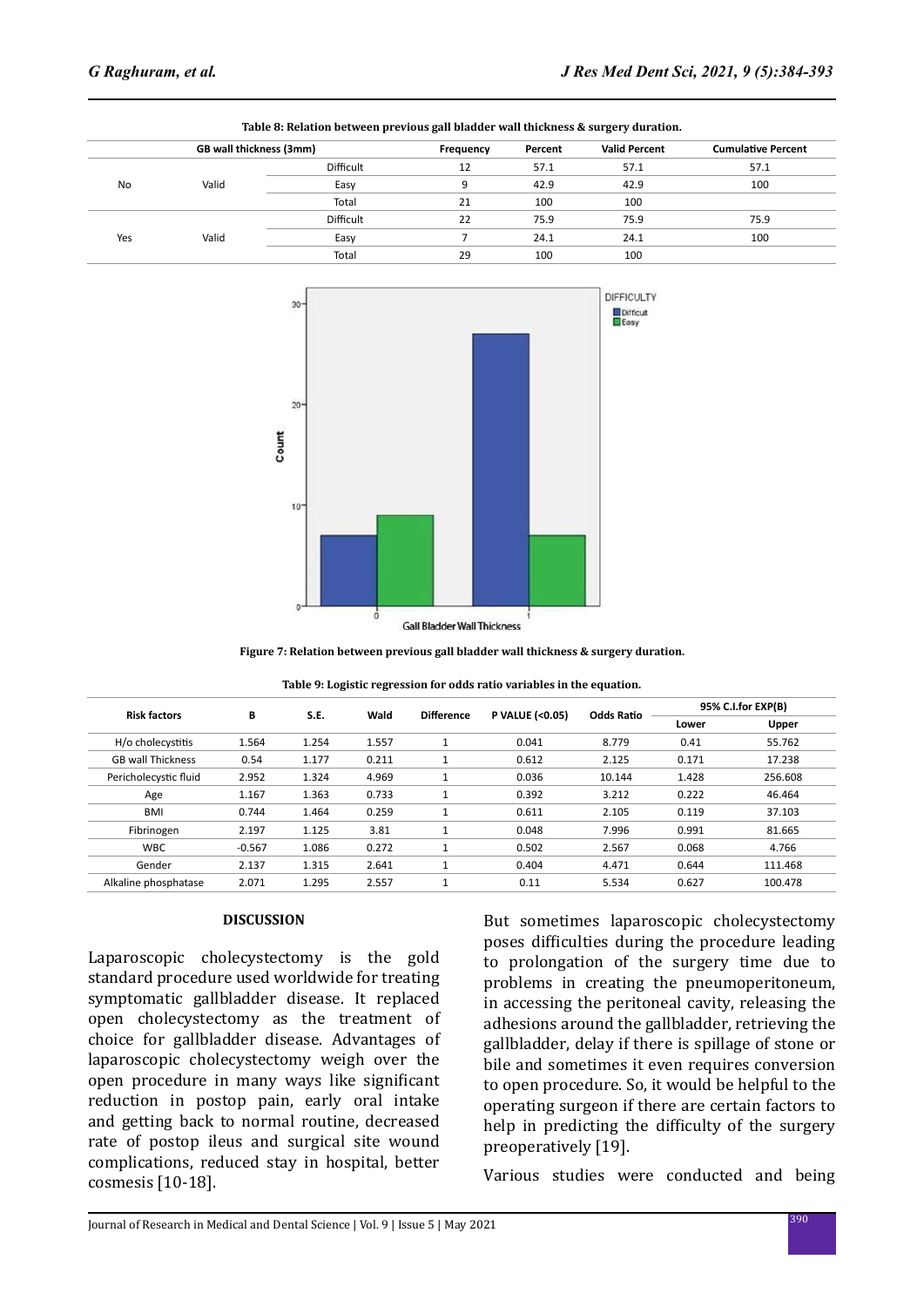**Table 8: Relation between previous gall bladder wall thickness & surgery duration.**

| GB wall thickness (3mm) | | | Frequency | Percent | Valid Percent | Cumulative Percent |
|---|---|---|---|---|---|---|
| No | Valid | Difficult | 12 | 57.1 | 57.1 | 57.1 |
| | | Easy | 9 | 42.9 | 42.9 | 100 |
| | | Total | 21 | 100 | 100 | |
| Yes | Valid | Difficult | 22 | 75.9 | 75.9 | 75.9 |
| | | Easy | 7 | 24.1 | 24.1 | 100 |
| | | Total | 29 | 100 | 100 | |

**Figure 7: Relation between previous gall bladder wall thickness & surgery duration.**

**Table 9: Logistic regression for odds ratio variables in the equation.**

| Risk factors | B | S.E. | Wald | Difference | P VALUE (<0.05) | Odds Ratio | 95% C.I.for EXP(B) | |
|---|---|---|---|---|---|---|---|---|
| | | | | | | | Lower | Upper |
| H/o cholecystitis | 1.564 | 1.254 | 1.557 | 1 | 0.041 | 8.779 | 0.41 | 55.762 |
| GB wall Thickness | 0.54 | 1.177 | 0.211 | 1 | 0.612 | 2.125 | 0.171 | 17.238 |
| Pericholecystic fluid | 2.952 | 1.324 | 4.969 | 1 | 0.036 | 10.144 | 1.428 | 256.608 |
| Age | 1.167 | 1.363 | 0.733 | 1 | 0.392 | 3.212 | 0.222 | 46.464 |
| BMI | 0.744 | 1.464 | 0.259 | 1 | 0.611 | 2.105 | 0.119 | 37.103 |
| Fibrinogen | 2.197 | 1.125 | 3.81 | 1 | 0.048 | 7.996 | 0.991 | 81.665 |
| WBC | -0.567 | 1.086 | 0.272 | 1 | 0.502 | 2.567 | 0.068 | 4.766 |
| Gender | 2.137 | 1.315 | 2.641 | 1 | 0.404 | 4.471 | 0.644 | 111.468 |
| Alkaline phosphatase | 2.071 | 1.295 | 2.557 | 1 | 0.11 | 5.534 | 0.627 | 100.478 |

## DISCUSSION

Laparoscopic cholecystectomy is the gold standard procedure used worldwide for treating symptomatic gallbladder disease. It replaced open cholecystectomy as the treatment of choice for gallbladder disease. Advantages of laparoscopic cholecystectomy weigh over the open procedure in many ways like significant reduction in postop pain, early oral intake and getting back to normal routine, decreased rate of postop ileus and surgical site wound complications, reduced stay in hospital, better cosmesis [10-18].

But sometimes laparoscopic cholecystectomy poses difficulties during the procedure leading to prolongation of the surgery time due to problems in creating the pneumoperitoneum, in accessing the peritoneal cavity, releasing the adhesions around the gallbladder, retrieving the gallbladder, delay if there is spillage of stone or bile and sometimes it even requires conversion to open procedure. So, it would be helpful to the operating surgeon if there are certain factors to help in predicting the difficulty of the surgery preoperatively [19].

Various studies were conducted and being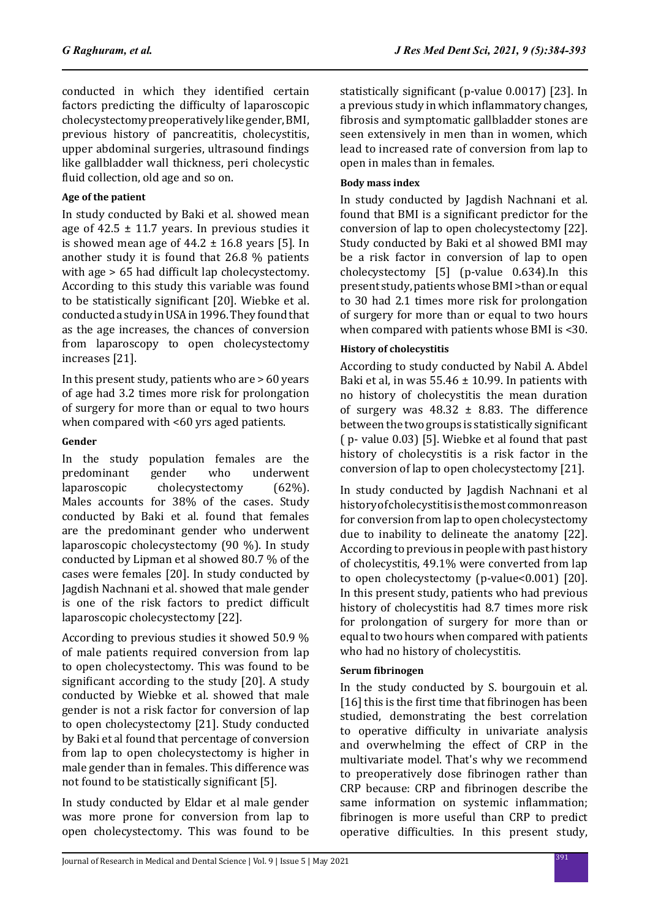conducted in which they identified certain factors predicting the difficulty of laparoscopic cholecystectomy preoperatively like gender, BMI, previous history of pancreatitis, cholecystitis, upper abdominal surgeries, ultrasound findings like gallbladder wall thickness, peri cholecystic fluid collection, old age and so on.

**Age of the patient**

In study conducted by Baki et al. showed mean age of 42.5 ± 11.7 years. In previous studies it is showed mean age of 44.2 ± 16.8 years [5]. In another study it is found that 26.8 % patients with age > 65 had difficult lap cholecystectomy. According to this study this variable was found to be statistically significant [20]. Wiebke et al. conducted a study in USA in 1996. They found that as the age increases, the chances of conversion from laparoscopy to open cholecystectomy increases [21].

In this present study, patients who are > 60 years of age had 3.2 times more risk for prolongation of surgery for more than or equal to two hours when compared with <60 yrs aged patients.

**Gender**

In the study population females are the predominant gender who underwent laparoscopic cholecystectomy (62%). Males accounts for 38% of the cases. Study conducted by Baki et al. found that females are the predominant gender who underwent laparoscopic cholecystectomy (90 %). In study conducted by Lipman et al showed 80.7 % of the cases were females [20]. In study conducted by Jagdish Nachnani et al. showed that male gender is one of the risk factors to predict difficult laparoscopic cholecystectomy [22].

According to previous studies it showed 50.9 % of male patients required conversion from lap to open cholecystectomy. This was found to be significant according to the study [20]. A study conducted by Wiebke et al. showed that male gender is not a risk factor for conversion of lap to open cholecystectomy [21]. Study conducted by Baki et al found that percentage of conversion from lap to open cholecystectomy is higher in male gender than in females. This difference was not found to be statistically significant [5].

In study conducted by Eldar et al male gender was more prone for conversion from lap to open cholecystectomy. This was found to be statistically significant (p-value 0.0017) [23]. In a previous study in which inflammatory changes, fibrosis and symptomatic gallbladder stones are seen extensively in men than in women, which lead to increased rate of conversion from lap to open in males than in females.

**Body mass index**

In study conducted by Jagdish Nachnani et al. found that BMI is a significant predictor for the conversion of lap to open cholecystectomy [22]. Study conducted by Baki et al showed BMI may be a risk factor in conversion of lap to open cholecystectomy [5] (p-value 0.634).In this present study, patients whose BMI >than or equal to 30 had 2.1 times more risk for prolongation of surgery for more than or equal to two hours when compared with patients whose BMI is <30.

**History of cholecystitis**

According to study conducted by Nabil A. Abdel Baki et al, in was 55.46 ± 10.99. In patients with no history of cholecystitis the mean duration of surgery was 48.32 ± 8.83. The difference between the two groups is statistically significant ( p- value 0.03) [5]. Wiebke et al found that past history of cholecystitis is a risk factor in the conversion of lap to open cholecystectomy [21].

In study conducted by Jagdish Nachnani et al history of cholecystitis is the most common reason for conversion from lap to open cholecystectomy due to inability to delineate the anatomy [22]. According to previous in people with past history of cholecystitis, 49.1% were converted from lap to open cholecystectomy (p-value<0.001) [20]. In this present study, patients who had previous history of cholecystitis had 8.7 times more risk for prolongation of surgery for more than or equal to two hours when compared with patients who had no history of cholecystitis.

**Serum fibrinogen**

In the study conducted by S. bourgouin et al. [16] this is the first time that fibrinogen has been studied, demonstrating the best correlation to operative difficulty in univariate analysis and overwhelming the effect of CRP in the multivariate model. That's why we recommend to preoperatively dose fibrinogen rather than CRP because: CRP and fibrinogen describe the same information on systemic inflammation; fibrinogen is more useful than CRP to predict operative difficulties. In this present study,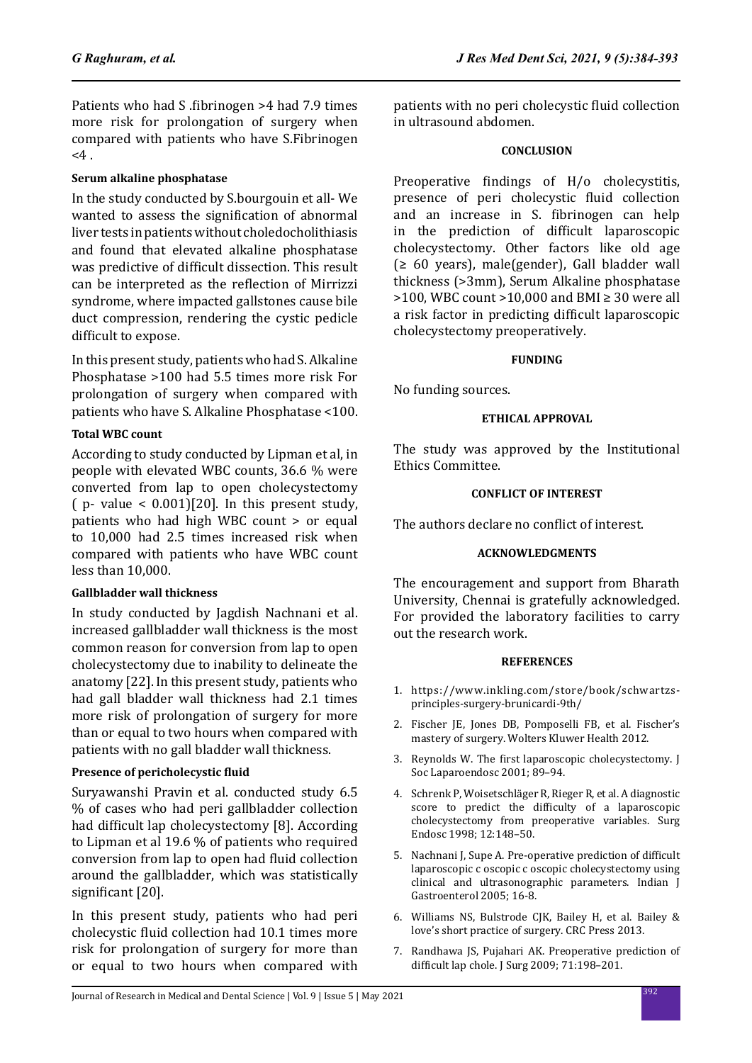Patients who had S .fibrinogen >4 had 7.9 times more risk for prolongation of surgery when compared with patients who have S.Fibrinogen <4 .

**Serum alkaline phosphatase**

In the study conducted by S.bourgouin et all- We wanted to assess the signification of abnormal liver tests in patients without choledocholithiasis and found that elevated alkaline phosphatase was predictive of difficult dissection. This result can be interpreted as the reflection of Mirrizzi syndrome, where impacted gallstones cause bile duct compression, rendering the cystic pedicle difficult to expose.

In this present study, patients who had S. Alkaline Phosphatase >100 had 5.5 times more risk For prolongation of surgery when compared with patients who have S. Alkaline Phosphatase <100.

**Total WBC count**

According to study conducted by Lipman et al, in people with elevated WBC counts, 36.6 % were converted from lap to open cholecystectomy ( p- value < 0.001)[20]. In this present study, patients who had high WBC count > or equal to 10,000 had 2.5 times increased risk when compared with patients who have WBC count less than 10,000.

**Gallbladder wall thickness**

In study conducted by Jagdish Nachnani et al. increased gallbladder wall thickness is the most common reason for conversion from lap to open cholecystectomy due to inability to delineate the anatomy [22]. In this present study, patients who had gall bladder wall thickness had 2.1 times more risk of prolongation of surgery for more than or equal to two hours when compared with patients with no gall bladder wall thickness.

**Presence of pericholecystic fluid**

Suryawanshi Pravin et al. conducted study 6.5 % of cases who had peri gallbladder collection had difficult lap cholecystectomy [8]. According to Lipman et al 19.6 % of patients who required conversion from lap to open had fluid collection around the gallbladder, which was statistically significant [20].

In this present study, patients who had peri cholecystic fluid collection had 10.1 times more risk for prolongation of surgery for more than or equal to two hours when compared with patients with no peri cholecystic fluid collection in ultrasound abdomen.

## CONCLUSION

Preoperative findings of H/o cholecystitis, presence of peri cholecystic fluid collection and an increase in S. fibrinogen can help in the prediction of difficult laparoscopic cholecystectomy. Other factors like old age (≥ 60 years), male(gender), Gall bladder wall thickness (>3mm), Serum Alkaline phosphatase >100, WBC count >10,000 and BMI ≥ 30 were all a risk factor in predicting difficult laparoscopic cholecystectomy preoperatively.

## FUNDING

No funding sources.

## ETHICAL APPROVAL

The study was approved by the Institutional Ethics Committee.

## CONFLICT OF INTEREST

The authors declare no conflict of interest.

## ACKNOWLEDGMENTS

The encouragement and support from Bharath University, Chennai is gratefully acknowledged. For provided the laboratory facilities to carry out the research work.

## REFERENCES

1. https://www.inkling.com/store/book/schwartzs-principles-surgery-brunicardi-9th/
2. Fischer JE, Jones DB, Pomposelli FB, et al. Fischer's mastery of surgery. Wolters Kluwer Health 2012.
3. Reynolds W. The first laparoscopic cholecystectomy. J Soc Laparoendosc 2001; 89–94.
4. Schrenk P, Woisetschläger R, Rieger R, et al. A diagnostic score to predict the difficulty of a laparoscopic cholecystectomy from preoperative variables. Surg Endosc 1998; 12:148–50.
5. Nachnani J, Supe A. Pre-operative prediction of difficult laparoscopic c oscopic c oscopic cholecystectomy using clinical and ultrasonographic parameters. Indian J Gastroenterol 2005; 16-8.
6. Williams NS, Bulstrode CJK, Bailey H, et al. Bailey & love's short practice of surgery. CRC Press 2013.
7. Randhawa JS, Pujahari AK. Preoperative prediction of difficult lap chole. J Surg 2009; 71:198–201.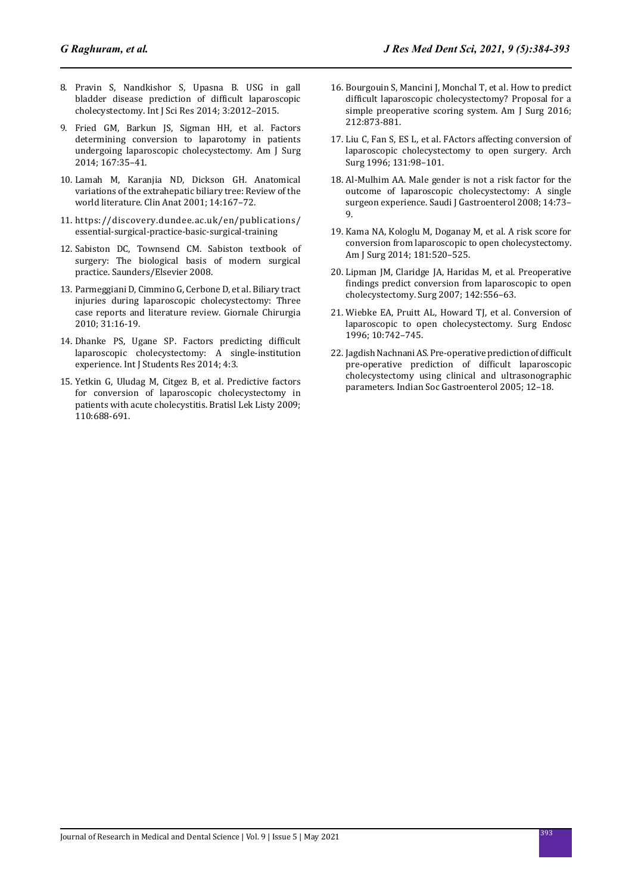8. Pravin S, Nandkishor S, Upasna B. USG in gall bladder disease prediction of difficult laparoscopic cholecystectomy. Int J Sci Res 2014; 3:2012–2015.
9. Fried GM, Barkun JS, Sigman HH, et al. Factors determining conversion to laparotomy in patients undergoing laparoscopic cholecystectomy. Am J Surg 2014; 167:35–41.
10. Lamah M, Karanjia ND, Dickson GH. Anatomical variations of the extrahepatic biliary tree: Review of the world literature. Clin Anat 2001; 14:167–72.
11. https://discovery.dundee.ac.uk/en/publications/essential-surgical-practice-basic-surgical-training
12. Sabiston DC, Townsend CM. Sabiston textbook of surgery: The biological basis of modern surgical practice. Saunders/Elsevier 2008.
13. Parmeggiani D, Cimmino G, Cerbone D, et al. Biliary tract injuries during laparoscopic cholecystectomy: Three case reports and literature review. Giornale Chirurgia 2010; 31:16-19.
14. Dhanke PS, Ugane SP. Factors predicting difficult laparoscopic cholecystectomy: A single-institution experience. Int J Students Res 2014; 4:3.
15. Yetkin G, Uludag M, Citgez B, et al. Predictive factors for conversion of laparoscopic cholecystectomy in patients with acute cholecystitis. Bratisl Lek Listy 2009; 110:688-691.
16. Bourgouin S, Mancini J, Monchal T, et al. How to predict difficult laparoscopic cholecystectomy? Proposal for a simple preoperative scoring system. Am J Surg 2016; 212:873-881.
17. Liu C, Fan S, ES L, et al. FActors affecting conversion of laparoscopic cholecystectomy to open surgery. Arch Surg 1996; 131:98–101.
18. Al-Mulhim AA. Male gender is not a risk factor for the outcome of laparoscopic cholecystectomy: A single surgeon experience. Saudi J Gastroenterol 2008; 14:73–9.
19. Kama NA, Kologlu M, Doganay M, et al. A risk score for conversion from laparoscopic to open cholecystectomy. Am J Surg 2014; 181:520–525.
20. Lipman JM, Claridge JA, Haridas M, et al. Preoperative findings predict conversion from laparoscopic to open cholecystectomy. Surg 2007; 142:556–63.
21. Wiebke EA, Pruitt AL, Howard TJ, et al. Conversion of laparoscopic to open cholecystectomy. Surg Endosc 1996; 10:742–745.
22. Jagdish Nachnani AS. Pre-operative prediction of difficult pre-operative prediction of difficult laparoscopic cholecystectomy using clinical and ultrasonographic parameters. Indian Soc Gastroenterol 2005; 12–18.